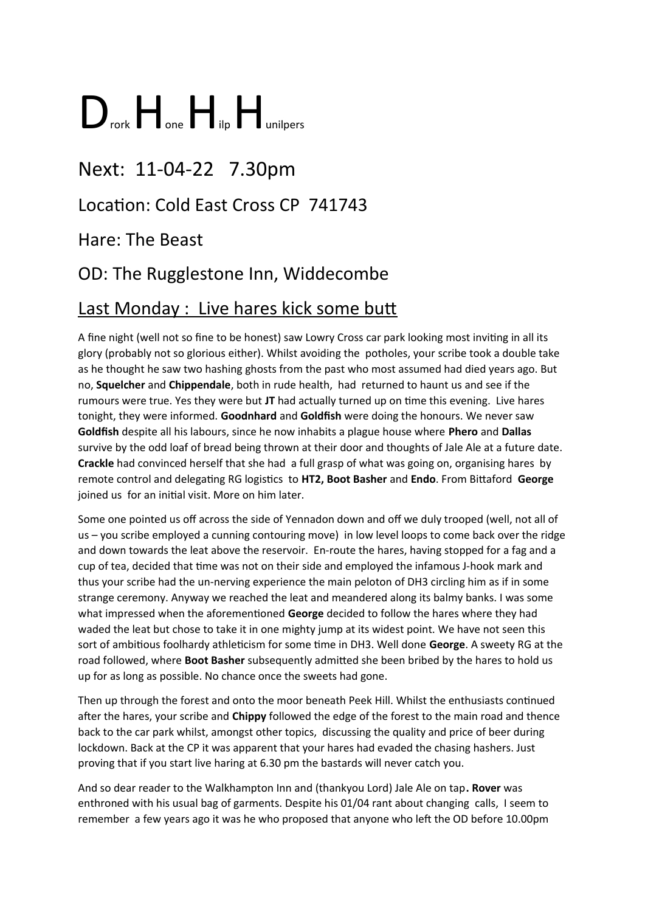# D<sub>rork</sub> H<sub>one</sub> H<sub>ilp</sub> H<sub>unilpers</sub>

## Next: 11-04-22 7.30pm

## Location: Cold East Cross CP 741743

## Hare: The Beast

## OD: The Rugglestone Inn, Widdecombe

## <u>Last Monday : Live hares kick some butt</u>

A fine night (well not so fine to be honest) saw Lowry Cross car park looking most inviting in all its glory (probably not so glorious either). Whilst avoiding the potholes, your scribe took a double take as he thought he saw two hashing ghosts from the past who most assumed had died years ago. But no, **Squelcher** and **Chippendale**, both in rude health, had returned to haunt us and see if the rumours were true. Yes they were but **JT** had actually turned up on time this evening. Live hares tonight, they were informed. **Goodnhard** and **Goldfish** were doing the honours. We never saw **Goldfish** despite all his labours, since he now inhabits a plague house where **Phero** and **Dallas** survive by the odd loaf of bread being thrown at their door and thoughts of Jale Ale at a future date. **Crackle** had convinced herself that she had a full grasp of what was going on, organising hares by remote control and delegating RG logistics to **HT2, Boot Basher** and **Endo**. From Bittaford **George** joined us for an initial visit. More on him later.

Some one pointed us off across the side of Yennadon down and off we duly trooped (well, not all of us – you scribe employed a cunning contouring move) in low level loops to come back over the ridge and down towards the leat above the reservoir. En-route the hares, having stopped for a fag and a cup of tea, decided that time was not on their side and employed the infamous J-hook mark and thus your scribe had the un-nerving experience the main peloton of DH3 circling him as if in some strange ceremony. Anyway we reached the leat and meandered along its balmy banks. I was some what impressed when the aforementioned **George** decided to follow the hares where they had waded the leat but chose to take it in one mighty jump at its widest point. We have not seen this sort of ambitious foolhardy athleticism for some time in DH3. Well done **George**. A sweety RG at the road followed, where **Boot Basher** subsequently admitted she been bribed by the hares to hold us up for as long as possible. No chance once the sweets had gone.

Then up through the forest and onto the moor beneath Peek Hill. Whilst the enthusiasts continued after the hares, your scribe and **Chippy** followed the edge of the forest to the main road and thence back to the car park whilst, amongst other topics, discussing the quality and price of beer during lockdown. Back at the CP it was apparent that your hares had evaded the chasing hashers. Just proving that if you start live haring at 6.30 pm the bastards will never catch you.

And so dear reader to the Walkhampton Inn and (thankyou Lord) Jale Ale on tap**.** **Rover** was enthroned with his usual bag of garments. Despite his 01/04 rant about changing calls, I seem to remember a few years ago it was he who proposed that anyone who left the OD before 10.00pm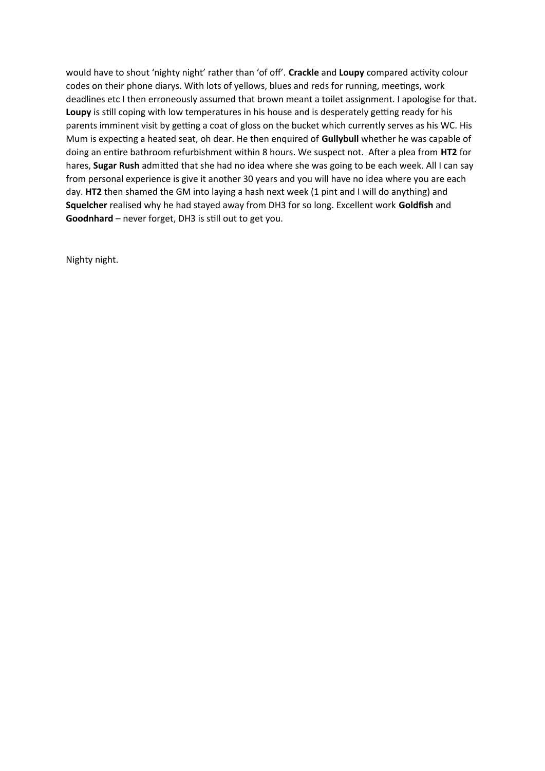would have to shout 'nighty night' rather than 'of off'. **Crackle** and **Loupy** compared activity colour codes on their phone diarys. With lots of yellows, blues and reds for running, meetings, work deadlines etc I then erroneously assumed that brown meant a toilet assignment. I apologise for that. **Loupy** is still coping with low temperatures in his house and is desperately getting ready for his parents imminent visit by getting a coat of gloss on the bucket which currently serves as his WC. His Mum is expecting a heated seat, oh dear. He then enquired of **Gullybull** whether he was capable of doing an entire bathroom refurbishment within 8 hours. We suspect not. After a plea from **HT2** for hares, **Sugar Rush** admitted that she had no idea where she was going to be each week. All I can say from personal experience is give it another 30 years and you will have no idea where you are each day. **HT2** then shamed the GM into laying a hash next week (1 pint and I will do anything) and **Squelcher** realised why he had stayed away from DH3 for so long. Excellent work **Goldfish** and **Goodnhard** – never forget, DH3 is still out to get you.

Nighty night.